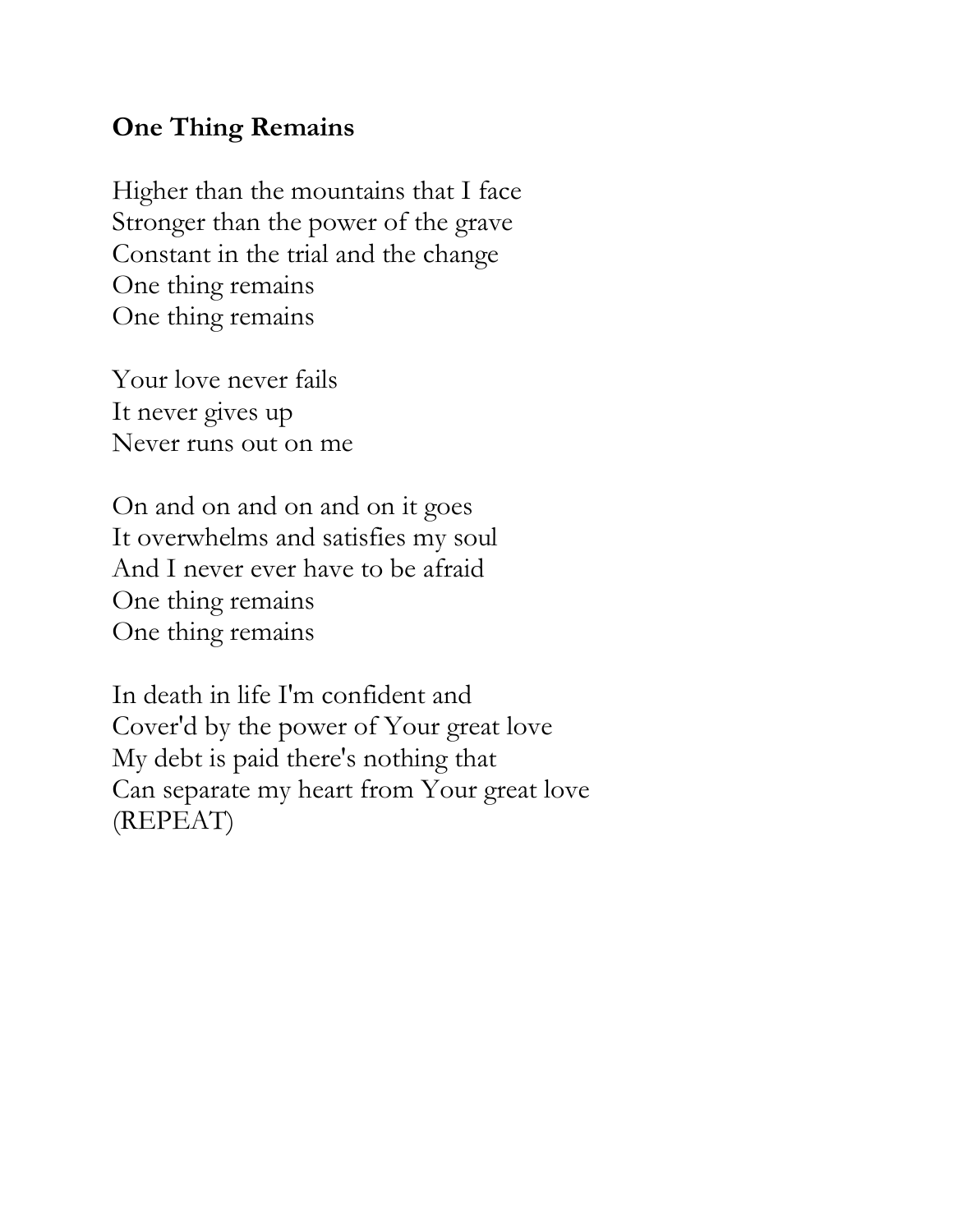**One Thing Remains**

Higher than the mountains that I face
Stronger than the power of the grave
Constant in the trial and the change
One thing remains
One thing remains

Your love never fails
It never gives up
Never runs out on me

On and on and on and on it goes
It overwhelms and satisfies my soul
And I never ever have to be afraid
One thing remains
One thing remains

In death in life I'm confident and
Cover'd by the power of Your great love
My debt is paid there's nothing that
Can separate my heart from Your great love
(REPEAT)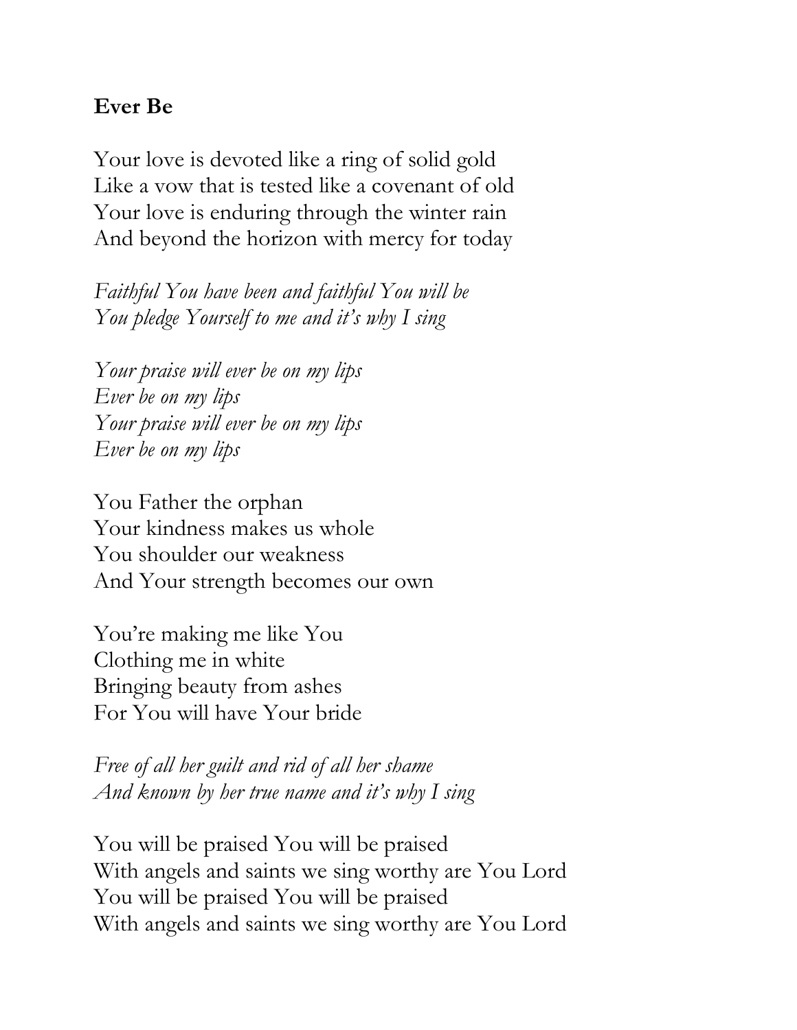**Ever Be**

Your love is devoted like a ring of solid gold
Like a vow that is tested like a covenant of old
Your love is enduring through the winter rain
And beyond the horizon with mercy for today

*Faithful You have been and faithful You will be*
*You pledge Yourself to me and it's why I sing*

*Your praise will ever be on my lips*
*Ever be on my lips*
*Your praise will ever be on my lips*
*Ever be on my lips*

You Father the orphan
Your kindness makes us whole
You shoulder our weakness
And Your strength becomes our own

You're making me like You
Clothing me in white
Bringing beauty from ashes
For You will have Your bride

*Free of all her guilt and rid of all her shame*
*And known by her true name and it's why I sing*

You will be praised You will be praised
With angels and saints we sing worthy are You Lord
You will be praised You will be praised
With angels and saints we sing worthy are You Lord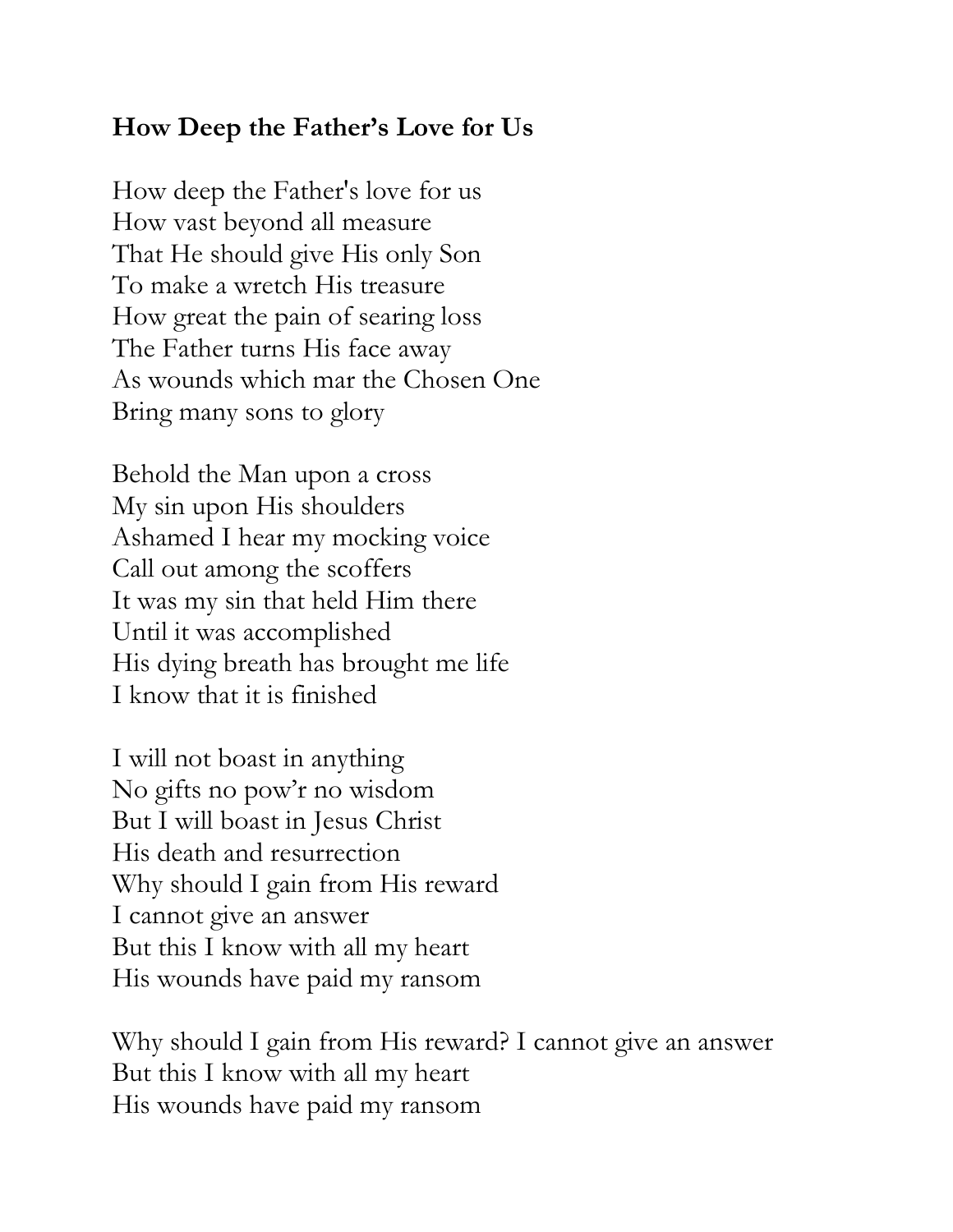**How Deep the Father's Love for Us**

How deep the Father's love for us
How vast beyond all measure
That He should give His only Son
To make a wretch His treasure
How great the pain of searing loss
The Father turns His face away
As wounds which mar the Chosen One
Bring many sons to glory

Behold the Man upon a cross
My sin upon His shoulders
Ashamed I hear my mocking voice
Call out among the scoffers
It was my sin that held Him there
Until it was accomplished
His dying breath has brought me life
I know that it is finished

I will not boast in anything
No gifts no pow'r no wisdom
But I will boast in Jesus Christ
His death and resurrection
Why should I gain from His reward
I cannot give an answer
But this I know with all my heart
His wounds have paid my ransom

Why should I gain from His reward? I cannot give an answer
But this I know with all my heart
His wounds have paid my ransom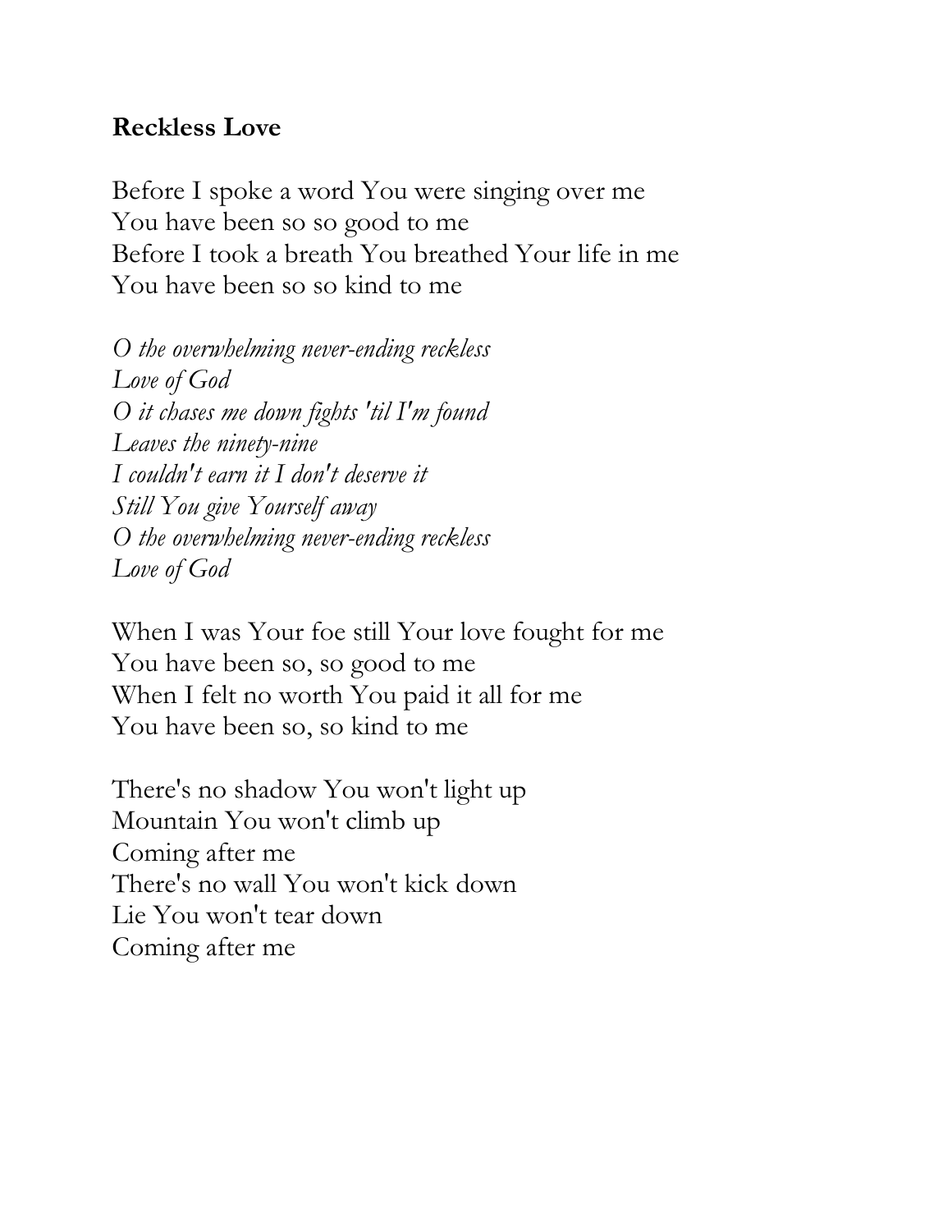**Reckless Love**

Before I spoke a word You were singing over me
You have been so so good to me
Before I took a breath You breathed Your life in me
You have been so so kind to me

*O the overwhelming never-ending reckless*
*Love of God*
*O it chases me down fights 'til I'm found*
*Leaves the ninety-nine*
*I couldn't earn it I don't deserve it*
*Still You give Yourself away*
*O the overwhelming never-ending reckless*
*Love of God*

When I was Your foe still Your love fought for me
You have been so, so good to me
When I felt no worth You paid it all for me
You have been so, so kind to me

There's no shadow You won't light up
Mountain You won't climb up
Coming after me
There's no wall You won't kick down
Lie You won't tear down
Coming after me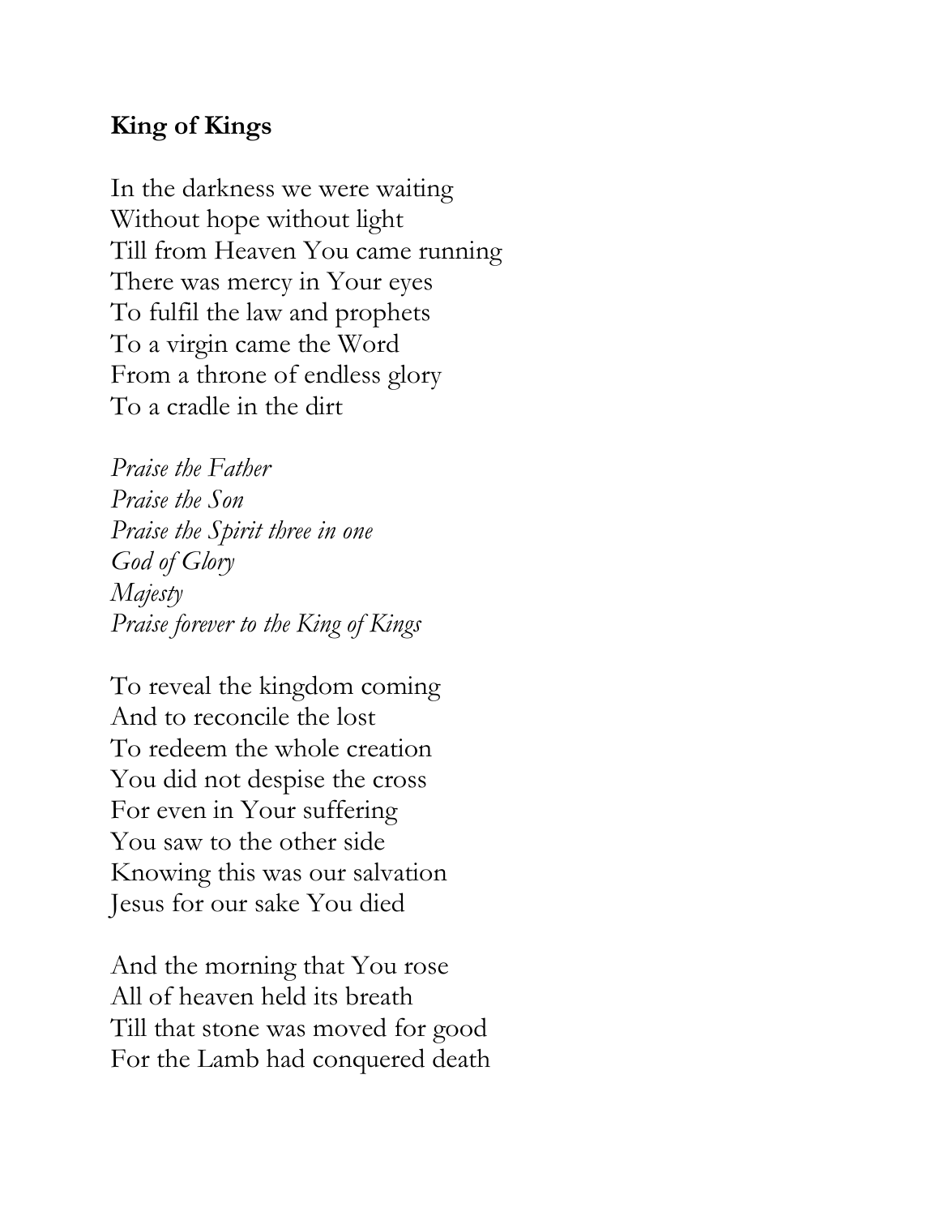**King of Kings**

In the darkness we were waiting
Without hope without light
Till from Heaven You came running
There was mercy in Your eyes
To fulfil the law and prophets
To a virgin came the Word
From a throne of endless glory
To a cradle in the dirt

*Praise the Father*
*Praise the Son*
*Praise the Spirit three in one*
*God of Glory*
*Majesty*
*Praise forever to the King of Kings*

To reveal the kingdom coming
And to reconcile the lost
To redeem the whole creation
You did not despise the cross
For even in Your suffering
You saw to the other side
Knowing this was our salvation
Jesus for our sake You died

And the morning that You rose
All of heaven held its breath
Till that stone was moved for good
For the Lamb had conquered death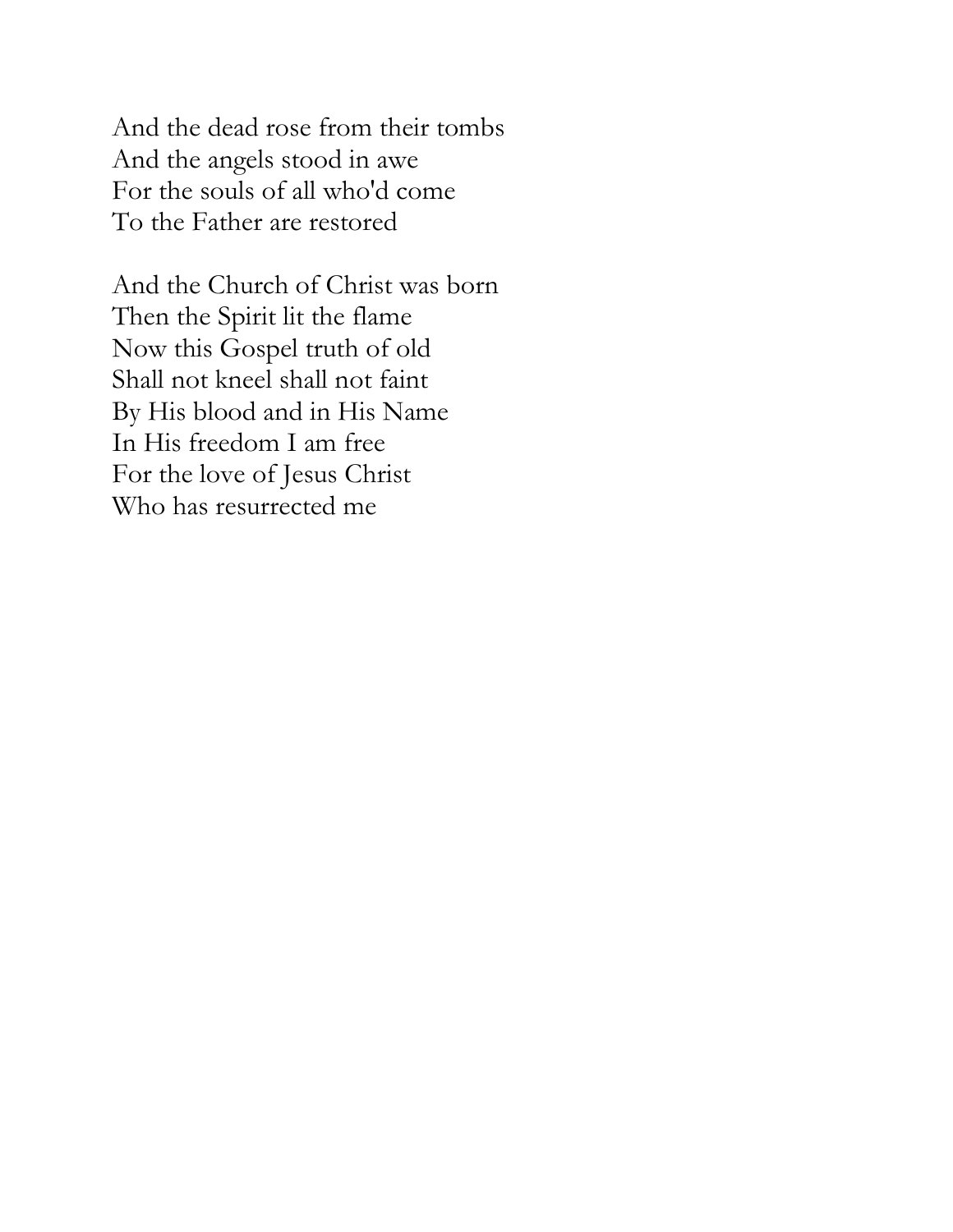And the dead rose from their tombs
And the angels stood in awe
For the souls of all who'd come
To the Father are restored

And the Church of Christ was born
Then the Spirit lit the flame
Now this Gospel truth of old
Shall not kneel shall not faint
By His blood and in His Name
In His freedom I am free
For the love of Jesus Christ
Who has resurrected me